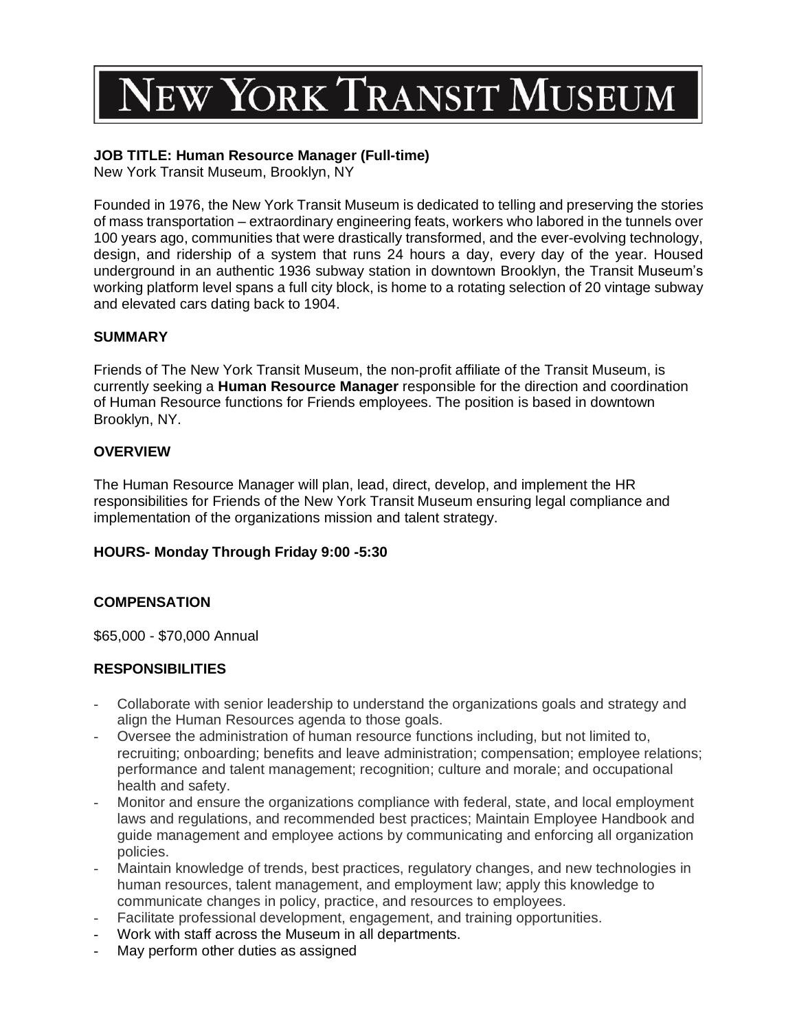# NEW YORK TRANSIT MUSEUM

**JOB TITLE: Human Resource Manager (Full-time)**
New York Transit Museum, Brooklyn, NY

Founded in 1976, the New York Transit Museum is dedicated to telling and preserving the stories of mass transportation – extraordinary engineering feats, workers who labored in the tunnels over 100 years ago, communities that were drastically transformed, and the ever-evolving technology, design, and ridership of a system that runs 24 hours a day, every day of the year. Housed underground in an authentic 1936 subway station in downtown Brooklyn, the Transit Museum's working platform level spans a full city block, is home to a rotating selection of 20 vintage subway and elevated cars dating back to 1904.

## SUMMARY

Friends of The New York Transit Museum, the non-profit affiliate of the Transit Museum, is currently seeking a **Human Resource Manager** responsible for the direction and coordination of Human Resource functions for Friends employees. The position is based in downtown Brooklyn, NY.

## OVERVIEW

The Human Resource Manager will plan, lead, direct, develop, and implement the HR responsibilities for Friends of the New York Transit Museum ensuring legal compliance and implementation of the organizations mission and talent strategy.

## HOURS- Monday Through Friday 9:00 -5:30

## COMPENSATION

$65,000 - $70,000 Annual

## RESPONSIBILITIES

- Collaborate with senior leadership to understand the organizations goals and strategy and align the Human Resources agenda to those goals.
- Oversee the administration of human resource functions including, but not limited to, recruiting; onboarding; benefits and leave administration; compensation; employee relations; performance and talent management; recognition; culture and morale; and occupational health and safety.
- Monitor and ensure the organizations compliance with federal, state, and local employment laws and regulations, and recommended best practices; Maintain Employee Handbook and guide management and employee actions by communicating and enforcing all organization policies.
- Maintain knowledge of trends, best practices, regulatory changes, and new technologies in human resources, talent management, and employment law; apply this knowledge to communicate changes in policy, practice, and resources to employees.
- Facilitate professional development, engagement, and training opportunities.
- Work with staff across the Museum in all departments.
- May perform other duties as assigned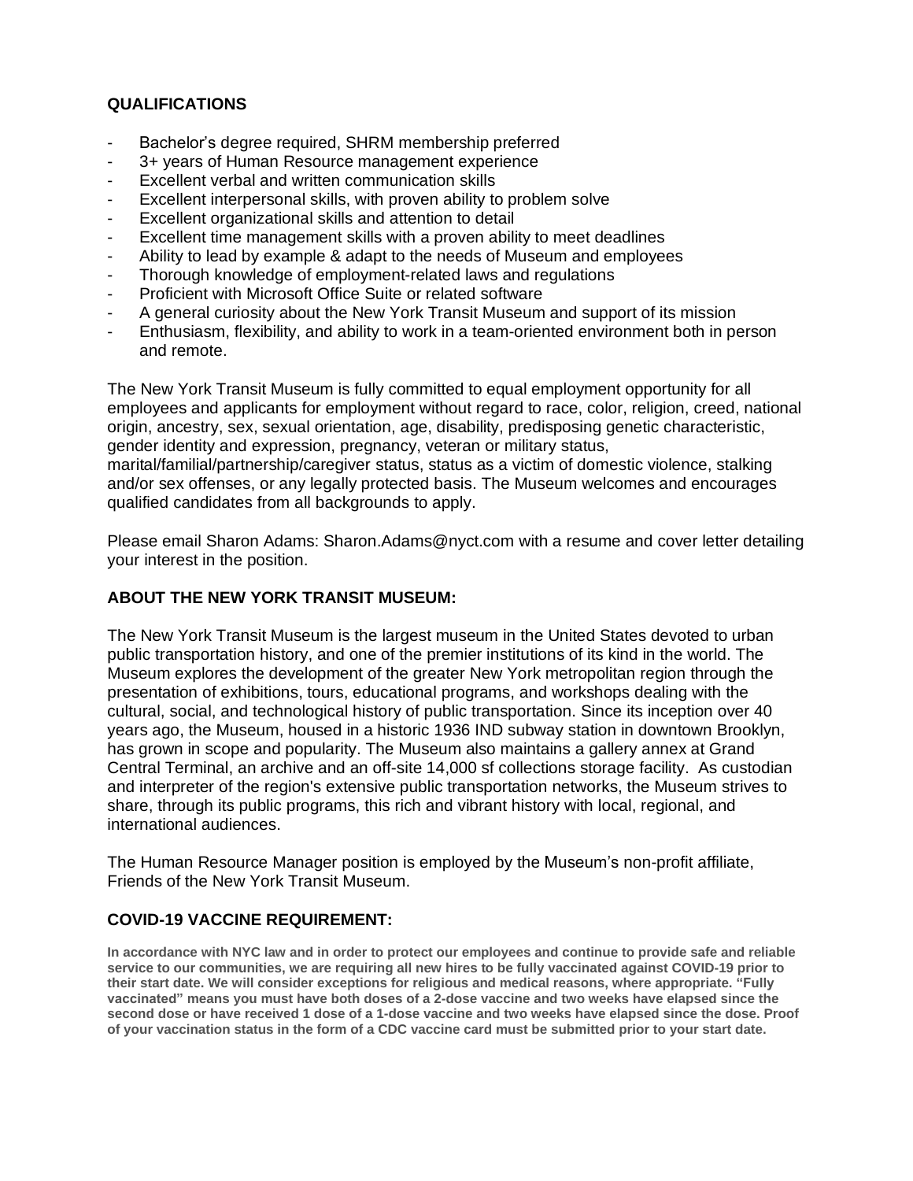## QUALIFICATIONS

- Bachelor's degree required, SHRM membership preferred
- 3+ years of Human Resource management experience
- Excellent verbal and written communication skills
- Excellent interpersonal skills, with proven ability to problem solve
- Excellent organizational skills and attention to detail
- Excellent time management skills with a proven ability to meet deadlines
- Ability to lead by example & adapt to the needs of Museum and employees
- Thorough knowledge of employment-related laws and regulations
- Proficient with Microsoft Office Suite or related software
- A general curiosity about the New York Transit Museum and support of its mission
- Enthusiasm, flexibility, and ability to work in a team-oriented environment both in person and remote.

The New York Transit Museum is fully committed to equal employment opportunity for all employees and applicants for employment without regard to race, color, religion, creed, national origin, ancestry, sex, sexual orientation, age, disability, predisposing genetic characteristic, gender identity and expression, pregnancy, veteran or military status, marital/familial/partnership/caregiver status, status as a victim of domestic violence, stalking and/or sex offenses, or any legally protected basis. The Museum welcomes and encourages qualified candidates from all backgrounds to apply.

Please email Sharon Adams: Sharon.Adams@nyct.com with a resume and cover letter detailing your interest in the position.

## ABOUT THE NEW YORK TRANSIT MUSEUM:

The New York Transit Museum is the largest museum in the United States devoted to urban public transportation history, and one of the premier institutions of its kind in the world. The Museum explores the development of the greater New York metropolitan region through the presentation of exhibitions, tours, educational programs, and workshops dealing with the cultural, social, and technological history of public transportation. Since its inception over 40 years ago, the Museum, housed in a historic 1936 IND subway station in downtown Brooklyn, has grown in scope and popularity. The Museum also maintains a gallery annex at Grand Central Terminal, an archive and an off-site 14,000 sf collections storage facility. As custodian and interpreter of the region's extensive public transportation networks, the Museum strives to share, through its public programs, this rich and vibrant history with local, regional, and international audiences.

The Human Resource Manager position is employed by the Museum's non-profit affiliate, Friends of the New York Transit Museum.

## COVID-19 VACCINE REQUIREMENT:

**In accordance with NYC law and in order to protect our employees and continue to provide safe and reliable service to our communities, we are requiring all new hires to be fully vaccinated against COVID-19 prior to their start date. We will consider exceptions for religious and medical reasons, where appropriate. "Fully vaccinated" means you must have both doses of a 2-dose vaccine and two weeks have elapsed since the second dose or have received 1 dose of a 1-dose vaccine and two weeks have elapsed since the dose. Proof of your vaccination status in the form of a CDC vaccine card must be submitted prior to your start date.**